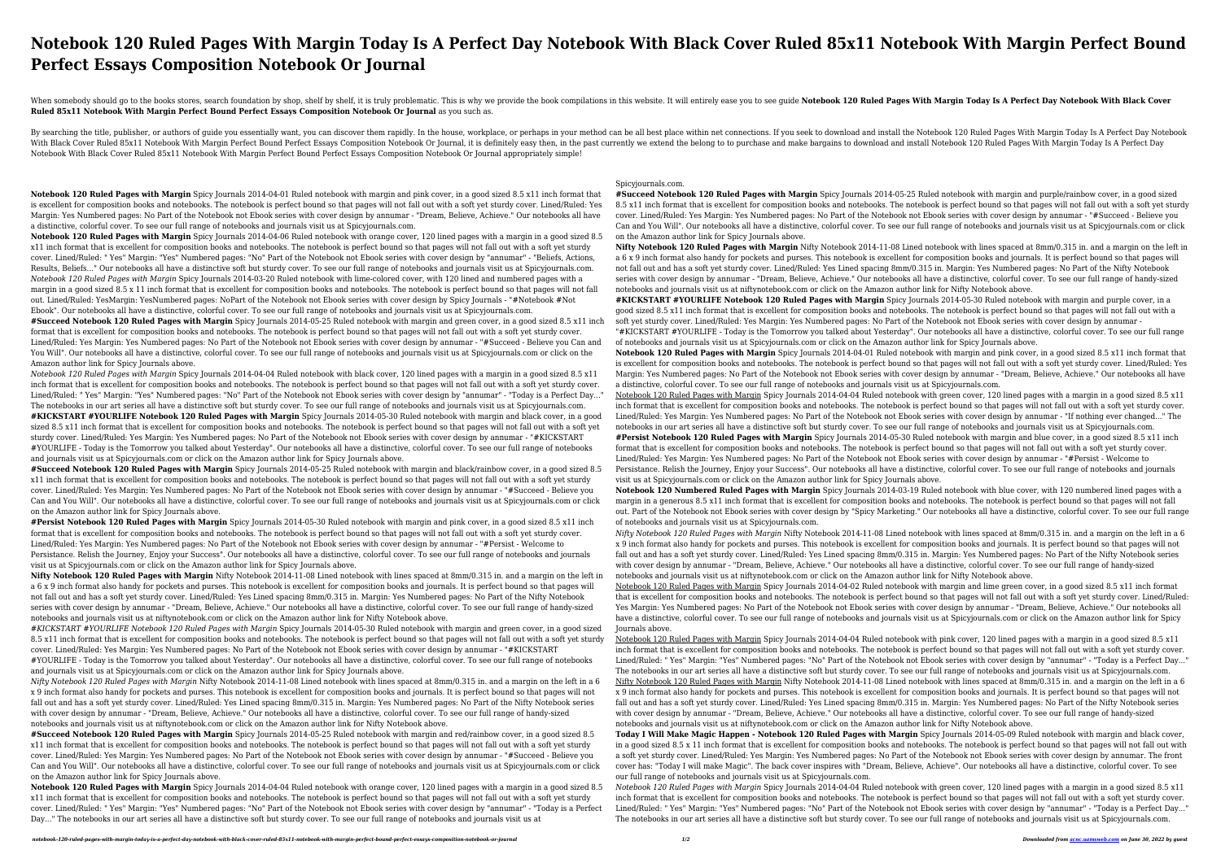# Notebook 120 Ruled Pages With Margin Today Is A Perfect Day Notebook With Black Cover Ruled 85x11 Notebook With Margin Perfect Bound Perfect Essays Composition Notebook Or Journal

When somebody should go to the books stores, search foundation by shop, shelf by shelf, it is truly problematic. This is why we provide the book compilations in this website. It will entirely ease you to see guide **Notebook 120 Ruled Pages With Margin Today Is A Perfect Day Notebook With Black Cover Ruled 85x11 Notebook With Margin Perfect Bound Perfect Essays Composition Notebook Or Journal** as you such as.

By searching the title, publisher, or authors of guide you essentially want, you can discover them rapidly. In the house, workplace, or perhaps in your method can be all best place within net connections. If you seek to download and install the Notebook 120 Ruled Pages With Margin Today Is A Perfect Day Notebook With Black Cover Ruled 85x11 Notebook With Margin Perfect Bound Perfect Essays Composition Notebook Or Journal, it is definitely easy then, in the past currently we extend the belong to to purchase and make bargains to download and install Notebook 120 Ruled Pages With Margin Today Is A Perfect Day Notebook With Black Cover Ruled 85x11 Notebook With Margin Perfect Bound Perfect Essays Composition Notebook Or Journal appropriately simple!

**Notebook 120 Ruled Pages with Margin** Spicy Journals 2014-04-01 Ruled notebook with margin and pink cover, in a good sized 8.5 x11 inch format that is excellent for composition books and notebooks. The notebook is perfect bound so that pages will not fall out with a soft yet sturdy cover. Lined/Ruled: Yes Margin: Yes Numbered pages: No Part of the Notebook not Ebook series with cover design by annumar - "Dream, Believe, Achieve." Our notebooks all have a distinctive, colorful cover. To see our full range of notebooks and journals visit us at Spicyjournals.com.

**Notebook 120 Ruled Pages with Margin** Spicy Journals 2014-04-06 Ruled notebook with orange cover, 120 lined pages with a margin in a good sized 8.5 x11 inch format that is excellent for composition books and notebooks. The notebook is perfect bound so that pages will not fall out with a soft yet sturdy cover. Lined/Ruled: " Yes" Margin: "Yes" Numbered pages: "No" Part of the Notebook not Ebook series with cover design by "annumar" - "Beliefs, Actions, Results, Beliefs..." Our notebooks all have a distinctive soft but sturdy cover. To see our full range of notebooks and journals visit us at Spicyjournals.com.

*Notebook 120 Ruled Pages with Margin* Spicy Journals 2014-03-20 Ruled notebook with lime-colored cover, with 120 lined and numbered pages with a margin in a good sized 8.5 x 11 inch format that is excellent for composition books and notebooks. The notebook is perfect bound so that pages will not fall out. Lined/Ruled: YesMargin: YesNumbered pages: NoPart of the Notebook not Ebook series with cover design by Spicy Journals - "#Notebook #Not Ebook". Our notebooks all have a distinctive, colorful cover. To see our full range of notebooks and journals visit us at Spicyjournals.com.

**#Succeed Notebook 120 Ruled Pages with Margin** Spicy Journals 2014-05-25 Ruled notebook with margin and green cover, in a good sized 8.5 x11 inch format that is excellent for composition books and notebooks. The notebook is perfect bound so that pages will not fall out with a soft yet sturdy cover. Lined/Ruled: Yes Margin: Yes Numbered pages: No Part of the Notebook not Ebook series with cover design by annumar - "#Succeed - Believe you Can and You Will". Our notebooks all have a distinctive, colorful cover. To see our full range of notebooks and journals visit us at Spicyjournals.com or click on the Amazon author link for Spicy Journals above.

*Notebook 120 Ruled Pages with Margin* Spicy Journals 2014-04-04 Ruled notebook with black cover, 120 lined pages with a margin in a good sized 8.5 x11 inch format that is excellent for composition books and notebooks. The notebook is perfect bound so that pages will not fall out with a soft yet sturdy cover. Lined/Ruled: " Yes" Margin: "Yes" Numbered pages: "No" Part of the Notebook not Ebook series with cover design by "annumar" - "Today is a Perfect Day..." The notebooks in our art series all have a distinctive soft but sturdy cover. To see our full range of notebooks and journals visit us at Spicyjournals.com.

**#KICKSTART #YOURLIFE Notebook 120 Ruled Pages with Margin** Spicy Journals 2014-05-30 Ruled notebook with margin and black cover, in a good sized 8.5 x11 inch format that is excellent for composition books and notebooks. The notebook is perfect bound so that pages will not fall out with a soft yet sturdy cover. Lined/Ruled: Yes Margin: Yes Numbered pages: No Part of the Notebook not Ebook series with cover design by annumar - "#KICKSTART #YOURLIFE - Today is the Tomorrow you talked about Yesterday". Our notebooks all have a distinctive, colorful cover. To see our full range of notebooks and journals visit us at Spicyjournals.com or click on the Amazon author link for Spicy Journals above.

**#Succeed Notebook 120 Ruled Pages with Margin** Spicy Journals 2014-05-25 Ruled notebook with margin and black/rainbow cover, in a good sized 8.5 x11 inch format that is excellent for composition books and notebooks. The notebook is perfect bound so that pages will not fall out with a soft yet sturdy cover. Lined/Ruled: Yes Margin: Yes Numbered pages: No Part of the Notebook not Ebook series with cover design by annumar - "#Succeed - Believe you Can and You Will". Our notebooks all have a distinctive, colorful cover. To see our full range of notebooks and journals visit us at Spicyjournals.com or click on the Amazon author link for Spicy Journals above.

**#Persist Notebook 120 Ruled Pages with Margin** Spicy Journals 2014-05-30 Ruled notebook with margin and pink cover, in a good sized 8.5 x11 inch format that is excellent for composition books and notebooks. The notebook is perfect bound so that pages will not fall out with a soft yet sturdy cover. Lined/Ruled: Yes Margin: Yes Numbered pages: No Part of the Notebook not Ebook series with cover design by annumar - "#Persist - Welcome to Persistance. Relish the Journey, Enjoy your Success". Our notebooks all have a distinctive, colorful cover. To see our full range of notebooks and journals visit us at Spicyjournals.com or click on the Amazon author link for Spicy Journals above.

**Nifty Notebook 120 Ruled Pages with Margin** Nifty Notebook 2014-11-08 Lined notebook with lines spaced at 8mm/0.315 in. and a margin on the left in a 6 x 9 inch format also handy for pockets and purses. This notebook is excellent for composition books and journals. It is perfect bound so that pages will not fall out and has a soft yet sturdy cover. Lined/Ruled: Yes Lined spacing 8mm/0.315 in. Margin: Yes Numbered pages: No Part of the Nifty Notebook series with cover design by annumar - "Dream, Believe, Achieve." Our notebooks all have a distinctive, colorful cover. To see our full range of handy-sized notebooks and journals visit us at niftynotebook.com or click on the Amazon author link for Nifty Notebook above.

*#KICKSTART #YOURLIFE Notebook 120 Ruled Pages with Margin* Spicy Journals 2014-05-30 Ruled notebook with margin and green cover, in a good sized 8.5 x11 inch format that is excellent for composition books and notebooks. The notebook is perfect bound so that pages will not fall out with a soft yet sturdy cover. Lined/Ruled: Yes Margin: Yes Numbered pages: No Part of the Notebook not Ebook series with cover design by annumar - "#KICKSTART #YOURLIFE - Today is the Tomorrow you talked about Yesterday". Our notebooks all have a distinctive, colorful cover. To see our full range of notebooks and journals visit us at Spicyjournals.com or click on the Amazon author link for Spicy Journals above.

*Nifty Notebook 120 Ruled Pages with Margin* Nifty Notebook 2014-11-08 Lined notebook with lines spaced at 8mm/0.315 in. and a margin on the left in a 6 x 9 inch format also handy for pockets and purses. This notebook is excellent for composition books and journals. It is perfect bound so that pages will not fall out and has a soft yet sturdy cover. Lined/Ruled: Yes Lined spacing 8mm/0.315 in. Margin: Yes Numbered pages: No Part of the Nifty Notebook series with cover design by annumar - "Dream, Believe, Achieve." Our notebooks all have a distinctive, colorful cover. To see our full range of handy-sized notebooks and journals visit us at niftynotebook.com or click on the Amazon author link for Nifty Notebook above.

**#Succeed Notebook 120 Ruled Pages with Margin** Spicy Journals 2014-05-25 Ruled notebook with margin and red/rainbow cover, in a good sized 8.5 x11 inch format that is excellent for composition books and notebooks. The notebook is perfect bound so that pages will not fall out with a soft yet sturdy cover. Lined/Ruled: Yes Margin: Yes Numbered pages: No Part of the Notebook not Ebook series with cover design by annumar - "#Succeed - Believe you Can and You Will". Our notebooks all have a distinctive, colorful cover. To see our full range of notebooks and journals visit us at Spicyjournals.com or click on the Amazon author link for Spicy Journals above.

**Notebook 120 Ruled Pages with Margin** Spicy Journals 2014-04-04 Ruled notebook with orange cover, 120 lined pages with a margin in a good sized 8.5 x11 inch format that is excellent for composition books and notebooks. The notebook is perfect bound so that pages will not fall out with a soft yet sturdy cover. Lined/Ruled: " Yes" Margin: "Yes" Numbered pages: "No" Part of the Notebook not Ebook series with cover design by "annumar" - "Today is a Perfect Day..." The notebooks in our art series all have a distinctive soft but sturdy cover. To see our full range of notebooks and journals visit us at Spicyjournals.com.

**#Succeed Notebook 120 Ruled Pages with Margin** Spicy Journals 2014-05-25 Ruled notebook with margin and purple/rainbow cover, in a good sized 8.5 x11 inch format that is excellent for composition books and notebooks. The notebook is perfect bound so that pages will not fall out with a soft yet sturdy cover. Lined/Ruled: Yes Margin: Yes Numbered pages: No Part of the Notebook not Ebook series with cover design by annumar - "#Succeed - Believe you Can and You Will". Our notebooks all have a distinctive, colorful cover. To see our full range of notebooks and journals visit us at Spicyjournals.com or click on the Amazon author link for Spicy Journals above.

**Nifty Notebook 120 Ruled Pages with Margin** Nifty Notebook 2014-11-08 Lined notebook with lines spaced at 8mm/0.315 in. and a margin on the left in a 6 x 9 inch format also handy for pockets and purses. This notebook is excellent for composition books and journals. It is perfect bound so that pages will not fall out and has a soft yet sturdy cover. Lined/Ruled: Yes Lined spacing 8mm/0.315 in. Margin: Yes Numbered pages: No Part of the Nifty Notebook series with cover design by annumar - "Dream, Believe, Achieve." Our notebooks all have a distinctive, colorful cover. To see our full range of handy-sized notebooks and journals visit us at niftynotebook.com or click on the Amazon author link for Nifty Notebook above.

**#KICKSTART #YOURLIFE Notebook 120 Ruled Pages with Margin** Spicy Journals 2014-05-30 Ruled notebook with margin and purple cover, in a good sized 8.5 x11 inch format that is excellent for composition books and notebooks. The notebook is perfect bound so that pages will not fall out with a soft yet sturdy cover. Lined/Ruled: Yes Margin: Yes Numbered pages: No Part of the Notebook not Ebook series with cover design by annumar - "#KICKSTART #YOURLIFE - Today is the Tomorrow you talked about Yesterday". Our notebooks all have a distinctive, colorful cover. To see our full range of notebooks and journals visit us at Spicyjournals.com or click on the Amazon author link for Spicy Journals above.

**Notebook 120 Ruled Pages with Margin** Spicy Journals 2014-04-01 Ruled notebook with margin and pink cover, in a good sized 8.5 x11 inch format that is excellent for composition books and notebooks. The notebook is perfect bound so that pages will not fall out with a soft yet sturdy cover. Lined/Ruled: Yes Margin: Yes Numbered pages: No Part of the Notebook not Ebook series with cover design by annumar - "Dream, Believe, Achieve." Our notebooks all have a distinctive, colorful cover. To see our full range of notebooks and journals visit us at Spicyjournals.com.

Notebook 120 Ruled Pages with Margin Spicy Journals 2014-04-04 Ruled notebook with green cover, 120 lined pages with a margin in a good sized 8.5 x11 inch format that is excellent for composition books and notebooks. The notebook is perfect bound so that pages will not fall out with a soft yet sturdy cover. Lined/Ruled: Yes Margin: Yes Numbered pages: No Part of the Notebook not Ebook series with cover design by annumar - "If nothing ever changed..." The notebooks in our art series all have a distinctive soft but sturdy cover. To see our full range of notebooks and journals visit us at Spicyjournals.com.

**#Persist Notebook 120 Ruled Pages with Margin** Spicy Journals 2014-05-30 Ruled notebook with margin and blue cover, in a good sized 8.5 x11 inch format that is excellent for composition books and notebooks. The notebook is perfect bound so that pages will not fall out with a soft yet sturdy cover. Lined/Ruled: Yes Margin: Yes Numbered pages: No Part of the Notebook not Ebook series with cover design by annumar - "#Persist - Welcome to Persistance. Relish the Journey, Enjoy your Success". Our notebooks all have a distinctive, colorful cover. To see our full range of notebooks and journals visit us at Spicyjournals.com or click on the Amazon author link for Spicy Journals above.

**Notebook 120 Numbered Ruled Pages with Margin** Spicy Journals 2014-03-19 Ruled notebook with blue cover, with 120 numbered lined pages with a margin in a generous 8.5 x11 inch format that is excellent for composition books and notebooks. The notebook is perfect bound so that pages will not fall out. Part of the Notebook not Ebook series with cover design by "Spicy Marketing." Our notebooks all have a distinctive, colorful cover. To see our full range of notebooks and journals visit us at Spicyjournals.com.

*Nifty Notebook 120 Ruled Pages with Margin* Nifty Notebook 2014-11-08 Lined notebook with lines spaced at 8mm/0.315 in. and a margin on the left in a 6 x 9 inch format also handy for pockets and purses. This notebook is excellent for composition books and journals. It is perfect bound so that pages will not fall out and has a soft yet sturdy cover. Lined/Ruled: Yes Lined spacing 8mm/0.315 in. Margin: Yes Numbered pages: No Part of the Nifty Notebook series with cover design by annumar - "Dream, Believe, Achieve." Our notebooks all have a distinctive, colorful cover. To see our full range of handy-sized notebooks and journals visit us at niftynotebook.com or click on the Amazon author link for Nifty Notebook above.

Notebook 120 Ruled Pages with Margin Spicy Journals 2014-04-02 Ruled notebook with margin and lime green cover, in a good sized 8.5 x11 inch format that is excellent for composition books and notebooks. The notebook is perfect bound so that pages will not fall out with a soft yet sturdy cover. Lined/Ruled: Yes Margin: Yes Numbered pages: No Part of the Notebook not Ebook series with cover design by annumar - "Dream, Believe, Achieve." Our notebooks all have a distinctive, colorful cover. To see our full range of notebooks and journals visit us at Spicyjournals.com or click on the Amazon author link for Spicy Journals above.

Notebook 120 Ruled Pages with Margin Spicy Journals 2014-04-04 Ruled notebook with pink cover, 120 lined pages with a margin in a good sized 8.5 x11 inch format that is excellent for composition books and notebooks. The notebook is perfect bound so that pages will not fall out with a soft yet sturdy cover. Lined/Ruled: " Yes" Margin: "Yes" Numbered pages: "No" Part of the Notebook not Ebook series with cover design by "annumar" - "Today is a Perfect Day..." The notebooks in our art series all have a distinctive soft but sturdy cover. To see our full range of notebooks and journals visit us at Spicyjournals.com.

Nifty Notebook 120 Ruled Pages with Margin Nifty Notebook 2014-11-08 Lined notebook with lines spaced at 8mm/0.315 in. and a margin on the left in a 6 x 9 inch format also handy for pockets and purses. This notebook is excellent for composition books and journals. It is perfect bound so that pages will not fall out and has a soft yet sturdy cover. Lined/Ruled: Yes Lined spacing 8mm/0.315 in. Margin: Yes Numbered pages: No Part of the Nifty Notebook series with cover design by annumar - "Dream, Believe, Achieve." Our notebooks all have a distinctive, colorful cover. To see our full range of handy-sized notebooks and journals visit us at niftynotebook.com or click on the Amazon author link for Nifty Notebook above.

**Today I Will Make Magic Happen - Notebook 120 Ruled Pages with Margin** Spicy Journals 2014-05-09 Ruled notebook with margin and black cover, in a good sized 8.5 x 11 inch format that is excellent for composition books and notebooks. The notebook is perfect bound so that pages will not fall out with a soft yet sturdy cover. Lined/Ruled: Yes Margin: Yes Numbered pages: No Part of the Notebook not Ebook series with cover design by annumar. The front cover has: "Today I will make Magic". The back cover inspires with "Dream, Believe, Achieve". Our notebooks all have a distinctive, colorful cover. To see our full range of notebooks and journals visit us at Spicyjournals.com.

*Notebook 120 Ruled Pages with Margin* Spicy Journals 2014-04-04 Ruled notebook with green cover, 120 lined pages with a margin in a good sized 8.5 x11 inch format that is excellent for composition books and notebooks. The notebook is perfect bound so that pages will not fall out with a soft yet sturdy cover. Lined/Ruled: " Yes" Margin: "Yes" Numbered pages: "No" Part of the Notebook not Ebook series with cover design by "annumar" - "Today is a Perfect Day..." The notebooks in our art series all have a distinctive soft but sturdy cover. To see our full range of notebooks and journals visit us at Spicyjournals.com.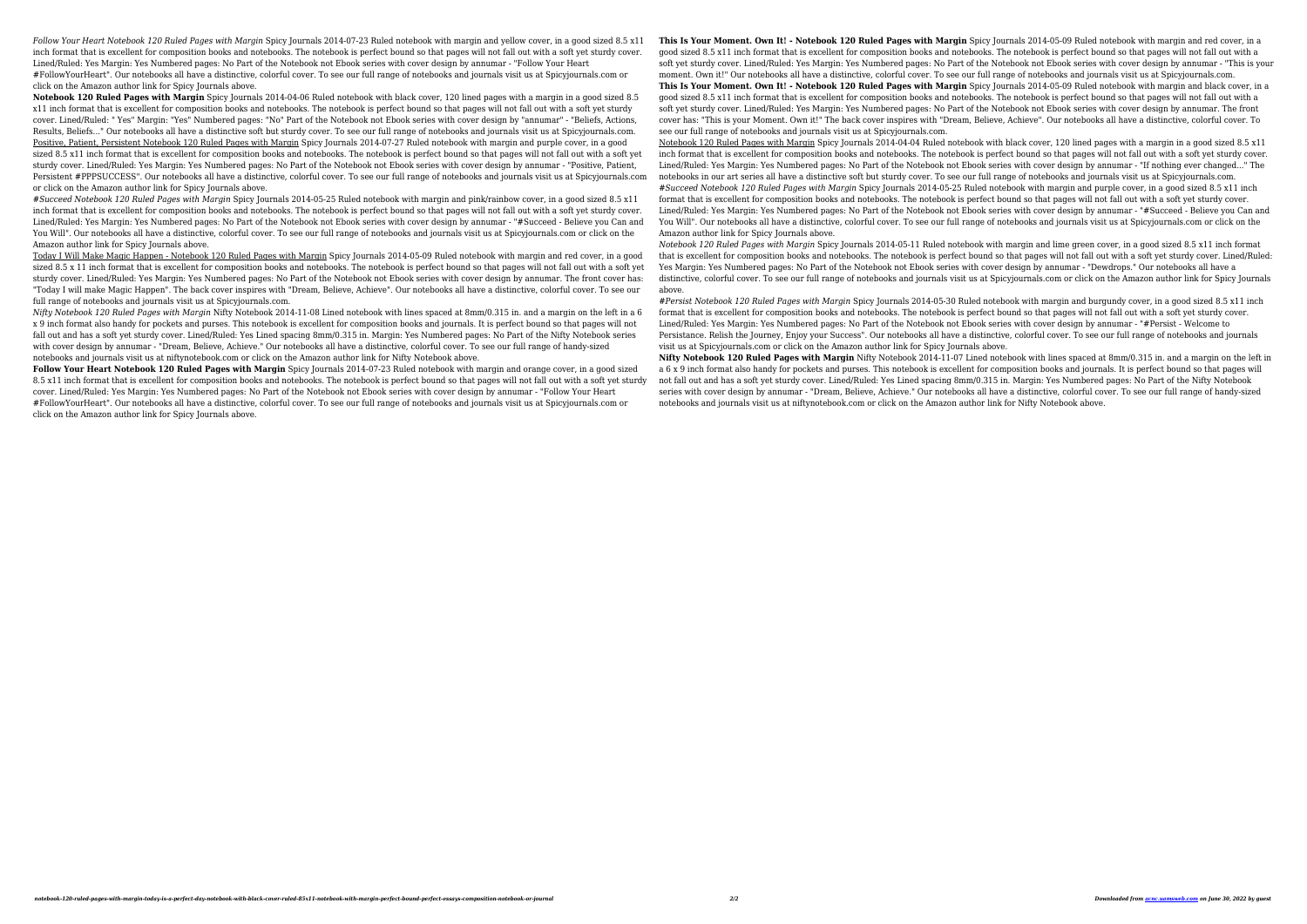*Follow Your Heart Notebook 120 Ruled Pages with Margin* Spicy Journals 2014-07-23 Ruled notebook with margin and yellow cover, in a good sized 8.5 x11 inch format that is excellent for composition books and notebooks. The notebook is perfect bound so that pages will not fall out with a soft yet sturdy cover. Lined/Ruled: Yes Margin: Yes Numbered pages: No Part of the Notebook not Ebook series with cover design by annumar - "Follow Your Heart #FollowYourHeart". Our notebooks all have a distinctive, colorful cover. To see our full range of notebooks and journals visit us at Spicyjournals.com or click on the Amazon author link for Spicy Journals above.

**Notebook 120 Ruled Pages with Margin** Spicy Journals 2014-04-06 Ruled notebook with black cover, 120 lined pages with a margin in a good sized 8.5 x11 inch format that is excellent for composition books and notebooks. The notebook is perfect bound so that pages will not fall out with a soft yet sturdy cover. Lined/Ruled: " Yes" Margin: "Yes" Numbered pages: "No" Part of the Notebook not Ebook series with cover design by "annumar" - "Beliefs, Actions, Results, Beliefs..." Our notebooks all have a distinctive soft but sturdy cover. To see our full range of notebooks and journals visit us at Spicyjournals.com.

Positive, Patient, Persistent Notebook 120 Ruled Pages with Margin Spicy Journals 2014-07-27 Ruled notebook with margin and purple cover, in a good sized 8.5 x11 inch format that is excellent for composition books and notebooks. The notebook is perfect bound so that pages will not fall out with a soft yet sturdy cover. Lined/Ruled: Yes Margin: Yes Numbered pages: No Part of the Notebook not Ebook series with cover design by annumar - "Positive, Patient, Persistent #PPPSUCCESS". Our notebooks all have a distinctive, colorful cover. To see our full range of notebooks and journals visit us at Spicyjournals.com or click on the Amazon author link for Spicy Journals above.

*#Succeed Notebook 120 Ruled Pages with Margin* Spicy Journals 2014-05-25 Ruled notebook with margin and pink/rainbow cover, in a good sized 8.5 x11 inch format that is excellent for composition books and notebooks. The notebook is perfect bound so that pages will not fall out with a soft yet sturdy cover. Lined/Ruled: Yes Margin: Yes Numbered pages: No Part of the Notebook not Ebook series with cover design by annumar - "#Succeed - Believe you Can and You Will". Our notebooks all have a distinctive, colorful cover. To see our full range of notebooks and journals visit us at Spicyjournals.com or click on the Amazon author link for Spicy Journals above.

Today I Will Make Magic Happen - Notebook 120 Ruled Pages with Margin Spicy Journals 2014-05-09 Ruled notebook with margin and red cover, in a good sized 8.5 x 11 inch format that is excellent for composition books and notebooks. The notebook is perfect bound so that pages will not fall out with a soft yet sturdy cover. Lined/Ruled: Yes Margin: Yes Numbered pages: No Part of the Notebook not Ebook series with cover design by annumar. The front cover has: "Today I will make Magic Happen". The back cover inspires with "Dream, Believe, Achieve". Our notebooks all have a distinctive, colorful cover. To see our full range of notebooks and journals visit us at Spicyjournals.com.

*Nifty Notebook 120 Ruled Pages with Margin* Nifty Notebook 2014-11-08 Lined notebook with lines spaced at 8mm/0.315 in. and a margin on the left in a 6 x 9 inch format also handy for pockets and purses. This notebook is excellent for composition books and journals. It is perfect bound so that pages will not fall out and has a soft yet sturdy cover. Lined/Ruled: Yes Lined spacing 8mm/0.315 in. Margin: Yes Numbered pages: No Part of the Nifty Notebook series with cover design by annumar - "Dream, Believe, Achieve." Our notebooks all have a distinctive, colorful cover. To see our full range of handy-sized notebooks and journals visit us at niftynotebook.com or click on the Amazon author link for Nifty Notebook above.

**Follow Your Heart Notebook 120 Ruled Pages with Margin** Spicy Journals 2014-07-23 Ruled notebook with margin and orange cover, in a good sized 8.5 x11 inch format that is excellent for composition books and notebooks. The notebook is perfect bound so that pages will not fall out with a soft yet sturdy cover. Lined/Ruled: Yes Margin: Yes Numbered pages: No Part of the Notebook not Ebook series with cover design by annumar - "Follow Your Heart #FollowYourHeart". Our notebooks all have a distinctive, colorful cover. To see our full range of notebooks and journals visit us at Spicyjournals.com or click on the Amazon author link for Spicy Journals above.

**This Is Your Moment. Own It! - Notebook 120 Ruled Pages with Margin** Spicy Journals 2014-05-09 Ruled notebook with margin and red cover, in a good sized 8.5 x11 inch format that is excellent for composition books and notebooks. The notebook is perfect bound so that pages will not fall out with a soft yet sturdy cover. Lined/Ruled: Yes Margin: Yes Numbered pages: No Part of the Notebook not Ebook series with cover design by annumar - "This is your moment. Own it!" Our notebooks all have a distinctive, colorful cover. To see our full range of notebooks and journals visit us at Spicyjournals.com.

**This Is Your Moment. Own It! - Notebook 120 Ruled Pages with Margin** Spicy Journals 2014-05-09 Ruled notebook with margin and black cover, in a good sized 8.5 x11 inch format that is excellent for composition books and notebooks. The notebook is perfect bound so that pages will not fall out with a soft yet sturdy cover. Lined/Ruled: Yes Margin: Yes Numbered pages: No Part of the Notebook not Ebook series with cover design by annumar. The front cover has: "This is your Moment. Own it!" The back cover inspires with "Dream, Believe, Achieve". Our notebooks all have a distinctive, colorful cover. To see our full range of notebooks and journals visit us at Spicyjournals.com.

Notebook 120 Ruled Pages with Margin Spicy Journals 2014-04-04 Ruled notebook with black cover, 120 lined pages with a margin in a good sized 8.5 x11 inch format that is excellent for composition books and notebooks. The notebook is perfect bound so that pages will not fall out with a soft yet sturdy cover. Lined/Ruled: Yes Margin: Yes Numbered pages: No Part of the Notebook not Ebook series with cover design by annumar - "If nothing ever changed..." The notebooks in our art series all have a distinctive soft but sturdy cover. To see our full range of notebooks and journals visit us at Spicyjournals.com.

*#Succeed Notebook 120 Ruled Pages with Margin* Spicy Journals 2014-05-25 Ruled notebook with margin and purple cover, in a good sized 8.5 x11 inch format that is excellent for composition books and notebooks. The notebook is perfect bound so that pages will not fall out with a soft yet sturdy cover. Lined/Ruled: Yes Margin: Yes Numbered pages: No Part of the Notebook not Ebook series with cover design by annumar - "#Succeed - Believe you Can and You Will". Our notebooks all have a distinctive, colorful cover. To see our full range of notebooks and journals visit us at Spicyjournals.com or click on the Amazon author link for Spicy Journals above.

*Notebook 120 Ruled Pages with Margin* Spicy Journals 2014-05-11 Ruled notebook with margin and lime green cover, in a good sized 8.5 x11 inch format that is excellent for composition books and notebooks. The notebook is perfect bound so that pages will not fall out with a soft yet sturdy cover. Lined/Ruled: Yes Margin: Yes Numbered pages: No Part of the Notebook not Ebook series with cover design by annumar - "Dewdrops." Our notebooks all have a distinctive, colorful cover. To see our full range of notebooks and journals visit us at Spicyjournals.com or click on the Amazon author link for Spicy Journals above.

*#Persist Notebook 120 Ruled Pages with Margin* Spicy Journals 2014-05-30 Ruled notebook with margin and burgundy cover, in a good sized 8.5 x11 inch format that is excellent for composition books and notebooks. The notebook is perfect bound so that pages will not fall out with a soft yet sturdy cover. Lined/Ruled: Yes Margin: Yes Numbered pages: No Part of the Notebook not Ebook series with cover design by annumar - "#Persist - Welcome to Persistance. Relish the Journey, Enjoy your Success". Our notebooks all have a distinctive, colorful cover. To see our full range of notebooks and journals visit us at Spicyjournals.com or click on the Amazon author link for Spicy Journals above.

**Nifty Notebook 120 Ruled Pages with Margin** Nifty Notebook 2014-11-07 Lined notebook with lines spaced at 8mm/0.315 in. and a margin on the left in a 6 x 9 inch format also handy for pockets and purses. This notebook is excellent for composition books and journals. It is perfect bound so that pages will not fall out and has a soft yet sturdy cover. Lined/Ruled: Yes Lined spacing 8mm/0.315 in. Margin: Yes Numbered pages: No Part of the Nifty Notebook series with cover design by annumar - "Dream, Believe, Achieve." Our notebooks all have a distinctive, colorful cover. To see our full range of handy-sized notebooks and journals visit us at niftynotebook.com or click on the Amazon author link for Nifty Notebook above.